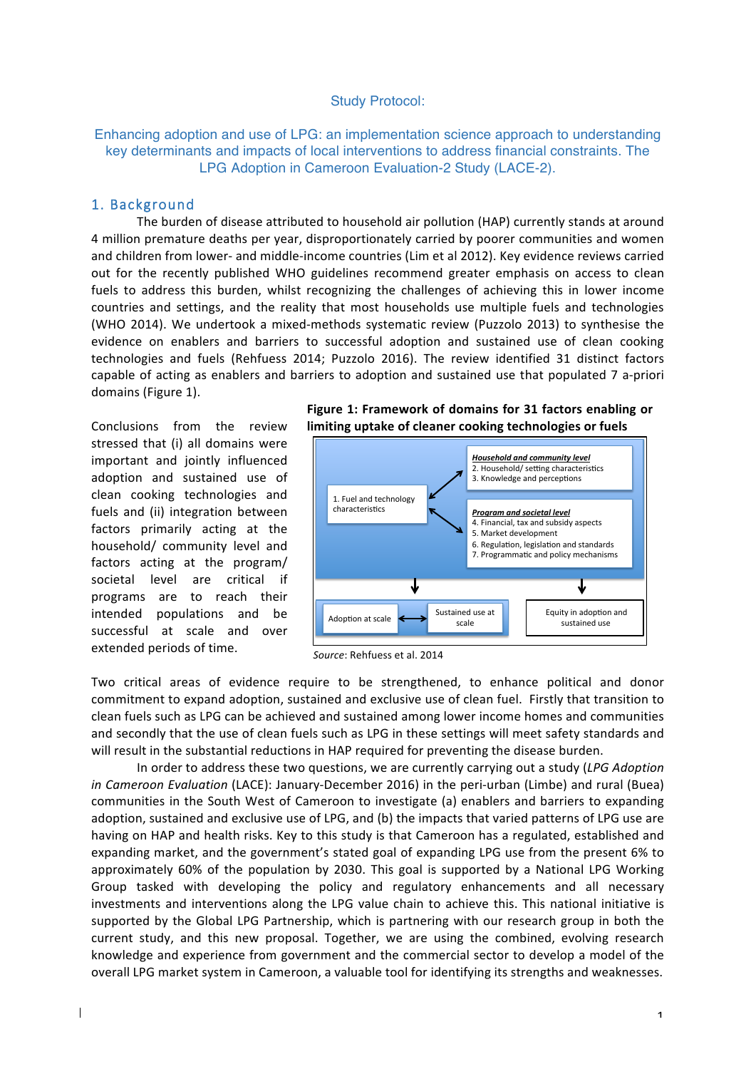Study Protocol:

# Enhancing adoption and use of LPG: an implementation science approach to understanding key determinants and impacts of local interventions to address financial constraints. The LPG Adoption in Cameroon Evaluation-2 Study (LACE-2).

## 1. Background

The burden of disease attributed to household air pollution (HAP) currently stands at around 4 million premature deaths per year, disproportionately carried by poorer communities and women and children from lower- and middle-income countries (Lim et al 2012). Key evidence reviews carried out for the recently published WHO guidelines recommend greater emphasis on access to clean fuels to address this burden, whilst recognizing the challenges of achieving this in lower income countries and settings, and the reality that most households use multiple fuels and technologies (WHO 2014). We undertook a mixed-methods systematic review (Puzzolo 2013) to synthesise the evidence on enablers and barriers to successful adoption and sustained use of clean cooking technologies and fuels (Rehfuess 2014; Puzzolo 2016). The review identified 31 distinct factors capable of acting as enablers and barriers to adoption and sustained use that populated 7 a-priori domains (Figure 1).

Conclusions from the review stressed that (i) all domains were important and jointly influenced adoption and sustained use of clean cooking technologies and fuels and (ii) integration between factors primarily acting at the household/ community level and factors acting at the program/ societal level are critical if programs are to reach their intended populations and be successful at scale and over extended periods of time.

**Figure 1: Framework of domains for 31 factors enabling or limiting uptake of cleaner cooking technologies or fuels**

1. Fuel and technology characteristics

***Household and community level***
2. Household/ setting characteristics
3. Knowledge and perceptions

***Program and societal level***
4. Financial, tax and subsidy aspects
5. Market development
6. Regulation, legislation and standards
7. Programmatic and policy mechanisms

Adoption at scale ⟷ Sustained use at scale

Equity in adoption and sustained use

*Source*: Rehfuess et al. 2014

Two critical areas of evidence require to be strengthened, to enhance political and donor commitment to expand adoption, sustained and exclusive use of clean fuel. Firstly that transition to clean fuels such as LPG can be achieved and sustained among lower income homes and communities and secondly that the use of clean fuels such as LPG in these settings will meet safety standards and will result in the substantial reductions in HAP required for preventing the disease burden.

In order to address these two questions, we are currently carrying out a study (*LPG Adoption in Cameroon Evaluation* (LACE): January-December 2016) in the peri-urban (Limbe) and rural (Buea) communities in the South West of Cameroon to investigate (a) enablers and barriers to expanding adoption, sustained and exclusive use of LPG, and (b) the impacts that varied patterns of LPG use are having on HAP and health risks. Key to this study is that Cameroon has a regulated, established and expanding market, and the government's stated goal of expanding LPG use from the present 6% to approximately 60% of the population by 2030. This goal is supported by a National LPG Working Group tasked with developing the policy and regulatory enhancements and all necessary investments and interventions along the LPG value chain to achieve this. This national initiative is supported by the Global LPG Partnership, which is partnering with our research group in both the current study, and this new proposal. Together, we are using the combined, evolving research knowledge and experience from government and the commercial sector to develop a model of the overall LPG market system in Cameroon, a valuable tool for identifying its strengths and weaknesses.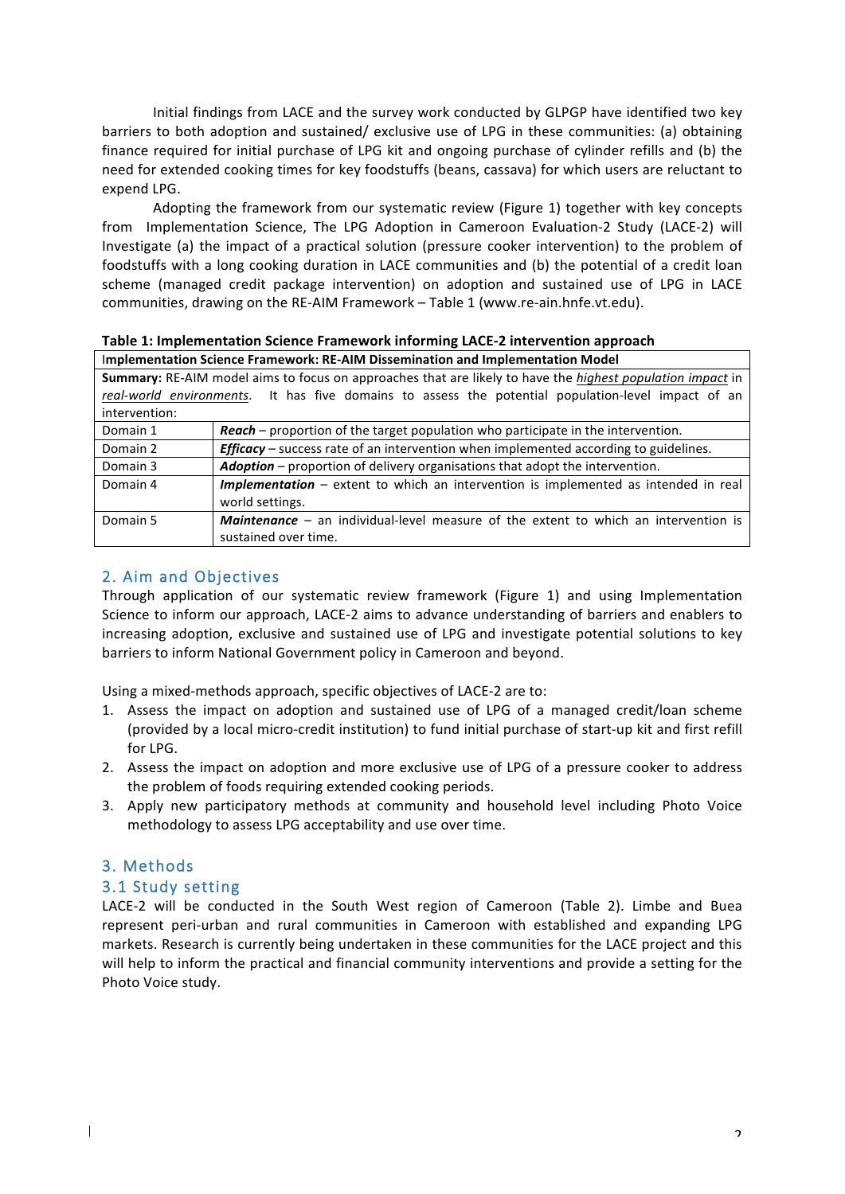Initial findings from LACE and the survey work conducted by GLPGP have identified two key barriers to both adoption and sustained/ exclusive use of LPG in these communities: (a) obtaining finance required for initial purchase of LPG kit and ongoing purchase of cylinder refills and (b) the need for extended cooking times for key foodstuffs (beans, cassava) for which users are reluctant to expend LPG.

Adopting the framework from our systematic review (Figure 1) together with key concepts from Implementation Science, The LPG Adoption in Cameroon Evaluation-2 Study (LACE-2) will Investigate (a) the impact of a practical solution (pressure cooker intervention) to the problem of foodstuffs with a long cooking duration in LACE communities and (b) the potential of a credit loan scheme (managed credit package intervention) on adoption and sustained use of LPG in LACE communities, drawing on the RE-AIM Framework – Table 1 (www.re-ain.hnfe.vt.edu).

**Table 1: Implementation Science Framework informing LACE-2 intervention approach**

| **Implementation Science Framework: RE-AIM Dissemination and Implementation Model** | |
|---|---|
| **Summary:** RE-AIM model aims to focus on approaches that are likely to have the *highest population impact* in *real-world environments*. It has five domains to assess the potential population-level impact of an intervention: | |
| Domain 1 | ***Reach*** – proportion of the target population who participate in the intervention. |
| Domain 2 | ***Efficacy*** – success rate of an intervention when implemented according to guidelines. |
| Domain 3 | ***Adoption*** – proportion of delivery organisations that adopt the intervention. |
| Domain 4 | ***Implementation*** – extent to which an intervention is implemented as intended in real world settings. |
| Domain 5 | ***Maintenance*** – an individual-level measure of the extent to which an intervention is sustained over time. |

## 2. Aim and Objectives

Through application of our systematic review framework (Figure 1) and using Implementation Science to inform our approach, LACE-2 aims to advance understanding of barriers and enablers to increasing adoption, exclusive and sustained use of LPG and investigate potential solutions to key barriers to inform National Government policy in Cameroon and beyond.

Using a mixed-methods approach, specific objectives of LACE-2 are to:

1. Assess the impact on adoption and sustained use of LPG of a managed credit/loan scheme (provided by a local micro-credit institution) to fund initial purchase of start-up kit and first refill for LPG.
2. Assess the impact on adoption and more exclusive use of LPG of a pressure cooker to address the problem of foods requiring extended cooking periods.
3. Apply new participatory methods at community and household level including Photo Voice methodology to assess LPG acceptability and use over time.

## 3. Methods

### 3.1 Study setting

LACE-2 will be conducted in the South West region of Cameroon (Table 2). Limbe and Buea represent peri-urban and rural communities in Cameroon with established and expanding LPG markets. Research is currently being undertaken in these communities for the LACE project and this will help to inform the practical and financial community interventions and provide a setting for the Photo Voice study.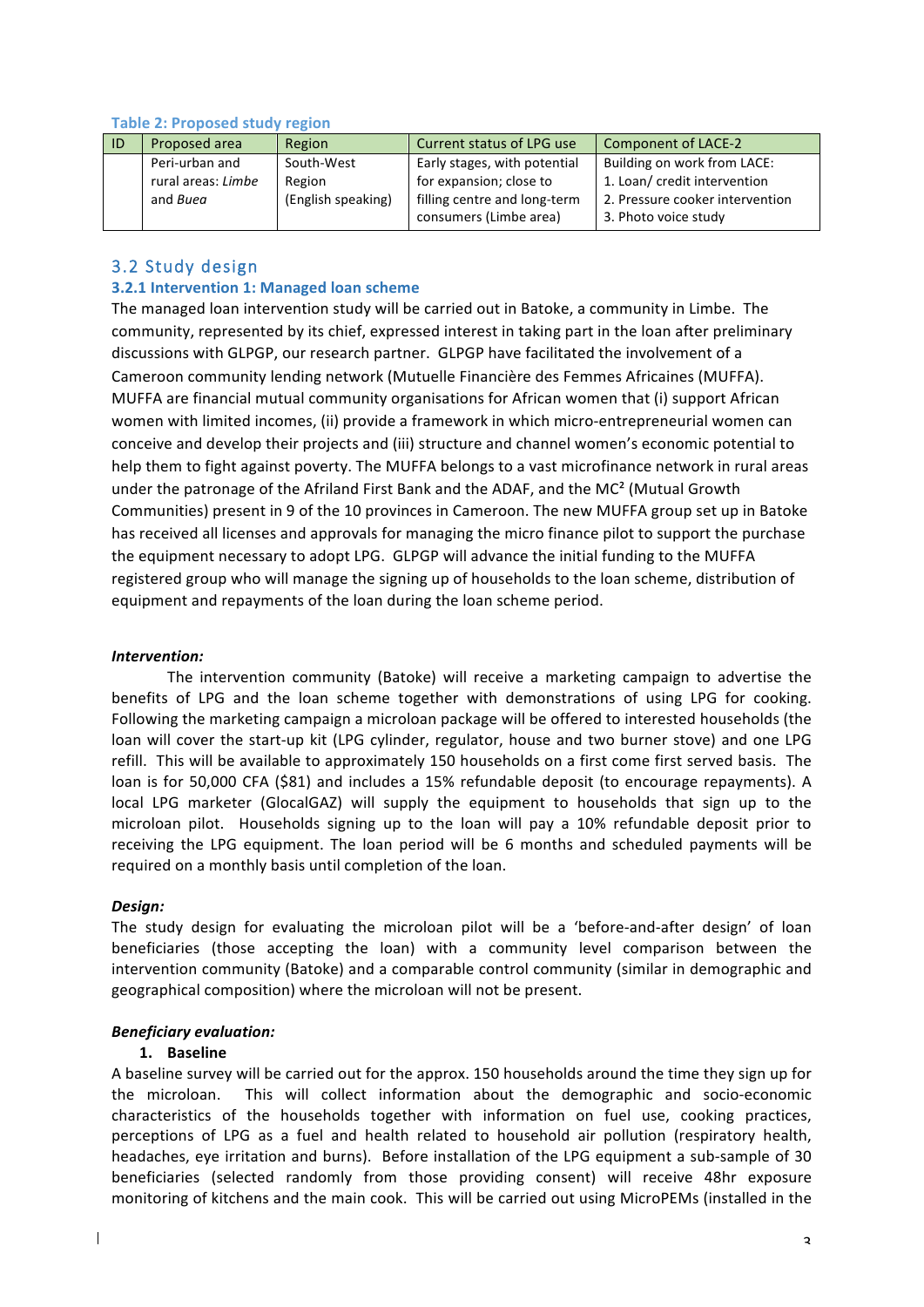**Table 2: Proposed study region**

| ID | Proposed area | Region | Current status of LPG use | Component of LACE-2 |
|---|---|---|---|---|
| | Peri-urban and rural areas: *Limbe* and *Buea* | South-West Region (English speaking) | Early stages, with potential for expansion; close to filling centre and long-term consumers (Limbe area) | Building on work from LACE: 1. Loan/ credit intervention 2. Pressure cooker intervention 3. Photo voice study |

## 3.2 Study design

### 3.2.1 Intervention 1: Managed loan scheme

The managed loan intervention study will be carried out in Batoke, a community in Limbe. The community, represented by its chief, expressed interest in taking part in the loan after preliminary discussions with GLPGP, our research partner. GLPGP have facilitated the involvement of a Cameroon community lending network (Mutuelle Financière des Femmes Africaines (MUFFA). MUFFA are financial mutual community organisations for African women that (i) support African women with limited incomes, (ii) provide a framework in which micro-entrepreneurial women can conceive and develop their projects and (iii) structure and channel women's economic potential to help them to fight against poverty. The MUFFA belongs to a vast microfinance network in rural areas under the patronage of the Afriland First Bank and the ADAF, and the MC² (Mutual Growth Communities) present in 9 of the 10 provinces in Cameroon. The new MUFFA group set up in Batoke has received all licenses and approvals for managing the micro finance pilot to support the purchase the equipment necessary to adopt LPG. GLPGP will advance the initial funding to the MUFFA registered group who will manage the signing up of households to the loan scheme, distribution of equipment and repayments of the loan during the loan scheme period.

***Intervention:***

The intervention community (Batoke) will receive a marketing campaign to advertise the benefits of LPG and the loan scheme together with demonstrations of using LPG for cooking. Following the marketing campaign a microloan package will be offered to interested households (the loan will cover the start-up kit (LPG cylinder, regulator, house and two burner stove) and one LPG refill. This will be available to approximately 150 households on a first come first served basis. The loan is for 50,000 CFA ($81) and includes a 15% refundable deposit (to encourage repayments). A local LPG marketer (GlocalGAZ) will supply the equipment to households that sign up to the microloan pilot. Households signing up to the loan will pay a 10% refundable deposit prior to receiving the LPG equipment. The loan period will be 6 months and scheduled payments will be required on a monthly basis until completion of the loan.

***Design:***

The study design for evaluating the microloan pilot will be a 'before-and-after design' of loan beneficiaries (those accepting the loan) with a community level comparison between the intervention community (Batoke) and a comparable control community (similar in demographic and geographical composition) where the microloan will not be present.

***Beneficiary evaluation:***

1. **Baseline**

A baseline survey will be carried out for the approx. 150 households around the time they sign up for the microloan. This will collect information about the demographic and socio-economic characteristics of the households together with information on fuel use, cooking practices, perceptions of LPG as a fuel and health related to household air pollution (respiratory health, headaches, eye irritation and burns). Before installation of the LPG equipment a sub-sample of 30 beneficiaries (selected randomly from those providing consent) will receive 48hr exposure monitoring of kitchens and the main cook. This will be carried out using MicroPEMs (installed in the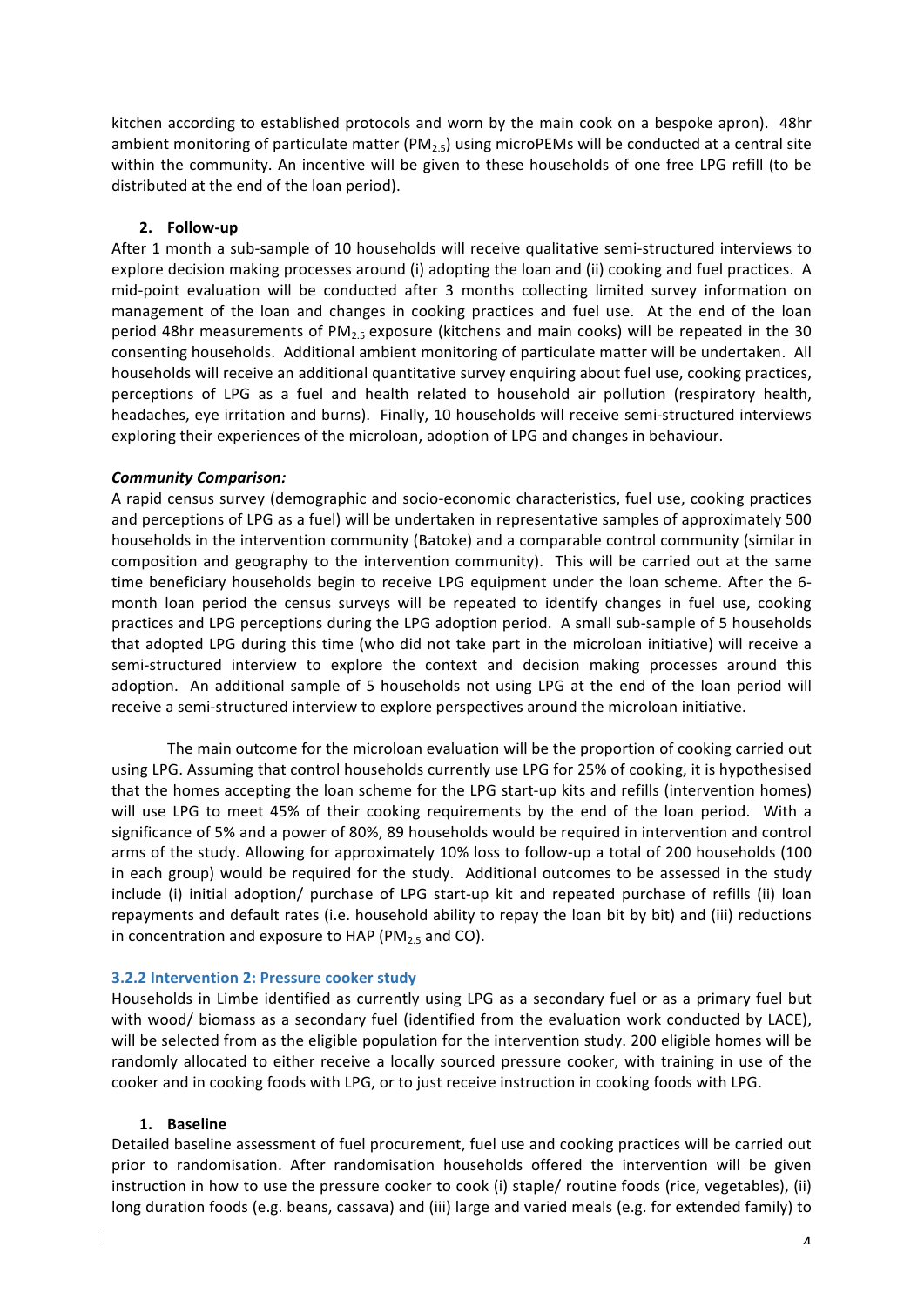kitchen according to established protocols and worn by the main cook on a bespoke apron). 48hr ambient monitoring of particulate matter ($PM_{2.5}$) using microPEMs will be conducted at a central site within the community. An incentive will be given to these households of one free LPG refill (to be distributed at the end of the loan period).

**2. Follow-up**

After 1 month a sub-sample of 10 households will receive qualitative semi-structured interviews to explore decision making processes around (i) adopting the loan and (ii) cooking and fuel practices. A mid-point evaluation will be conducted after 3 months collecting limited survey information on management of the loan and changes in cooking practices and fuel use. At the end of the loan period 48hr measurements of $PM_{2.5}$ exposure (kitchens and main cooks) will be repeated in the 30 consenting households. Additional ambient monitoring of particulate matter will be undertaken. All households will receive an additional quantitative survey enquiring about fuel use, cooking practices, perceptions of LPG as a fuel and health related to household air pollution (respiratory health, headaches, eye irritation and burns). Finally, 10 households will receive semi-structured interviews exploring their experiences of the microloan, adoption of LPG and changes in behaviour.

***Community Comparison:***

A rapid census survey (demographic and socio-economic characteristics, fuel use, cooking practices and perceptions of LPG as a fuel) will be undertaken in representative samples of approximately 500 households in the intervention community (Batoke) and a comparable control community (similar in composition and geography to the intervention community). This will be carried out at the same time beneficiary households begin to receive LPG equipment under the loan scheme. After the 6-month loan period the census surveys will be repeated to identify changes in fuel use, cooking practices and LPG perceptions during the LPG adoption period. A small sub-sample of 5 households that adopted LPG during this time (who did not take part in the microloan initiative) will receive a semi-structured interview to explore the context and decision making processes around this adoption. An additional sample of 5 households not using LPG at the end of the loan period will receive a semi-structured interview to explore perspectives around the microloan initiative.

The main outcome for the microloan evaluation will be the proportion of cooking carried out using LPG. Assuming that control households currently use LPG for 25% of cooking, it is hypothesised that the homes accepting the loan scheme for the LPG start-up kits and refills (intervention homes) will use LPG to meet 45% of their cooking requirements by the end of the loan period. With a significance of 5% and a power of 80%, 89 households would be required in intervention and control arms of the study. Allowing for approximately 10% loss to follow-up a total of 200 households (100 in each group) would be required for the study. Additional outcomes to be assessed in the study include (i) initial adoption/ purchase of LPG start-up kit and repeated purchase of refills (ii) loan repayments and default rates (i.e. household ability to repay the loan bit by bit) and (iii) reductions in concentration and exposure to HAP ($PM_{2.5}$ and CO).

### 3.2.2 Intervention 2: Pressure cooker study

Households in Limbe identified as currently using LPG as a secondary fuel or as a primary fuel but with wood/ biomass as a secondary fuel (identified from the evaluation work conducted by LACE), will be selected from as the eligible population for the intervention study. 200 eligible homes will be randomly allocated to either receive a locally sourced pressure cooker, with training in use of the cooker and in cooking foods with LPG, or to just receive instruction in cooking foods with LPG.

**1. Baseline**

Detailed baseline assessment of fuel procurement, fuel use and cooking practices will be carried out prior to randomisation. After randomisation households offered the intervention will be given instruction in how to use the pressure cooker to cook (i) staple/ routine foods (rice, vegetables), (ii) long duration foods (e.g. beans, cassava) and (iii) large and varied meals (e.g. for extended family) to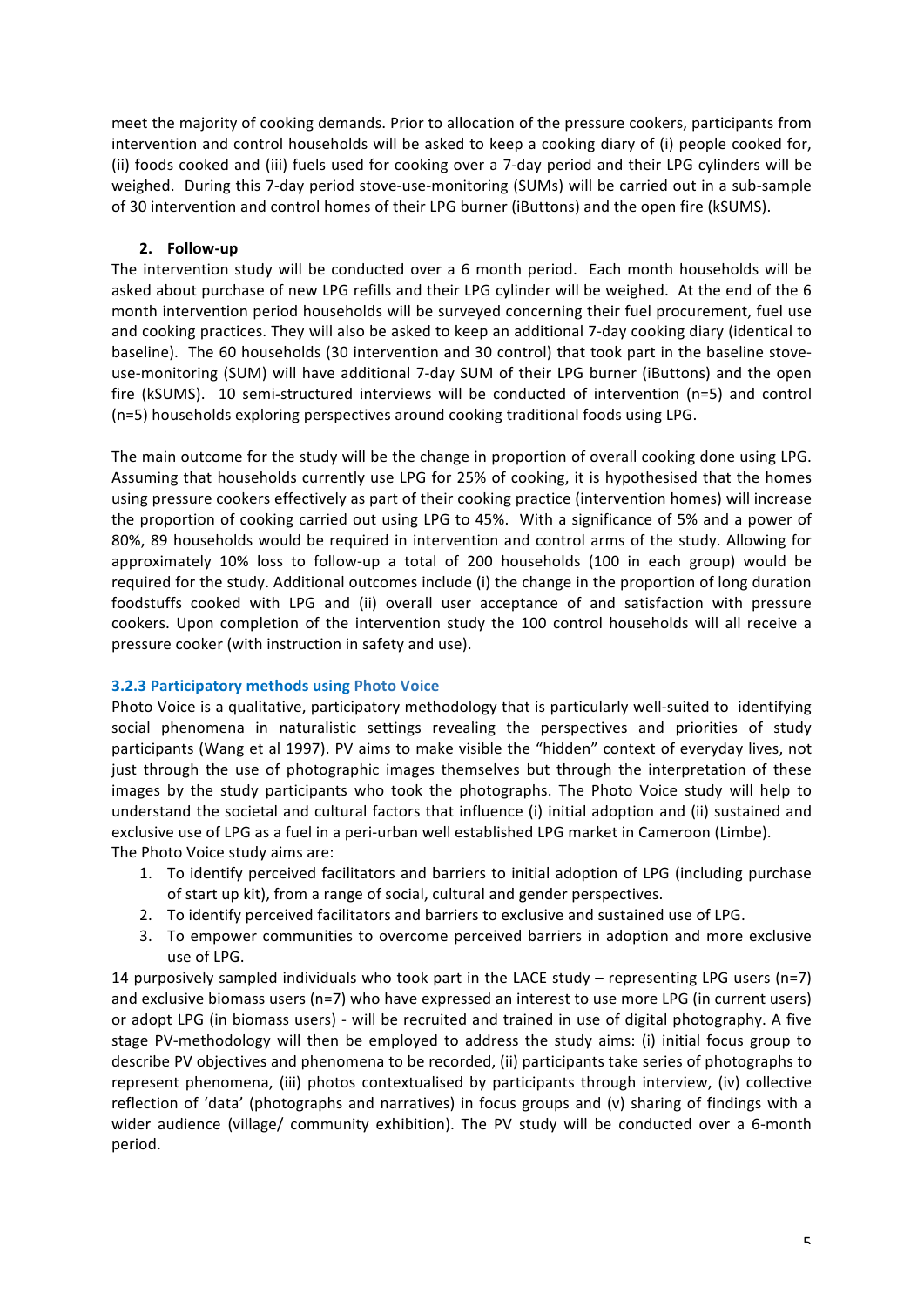meet the majority of cooking demands. Prior to allocation of the pressure cookers, participants from intervention and control households will be asked to keep a cooking diary of (i) people cooked for, (ii) foods cooked and (iii) fuels used for cooking over a 7-day period and their LPG cylinders will be weighed. During this 7-day period stove-use-monitoring (SUMs) will be carried out in a sub-sample of 30 intervention and control homes of their LPG burner (iButtons) and the open fire (kSUMS).

**2. Follow-up**

The intervention study will be conducted over a 6 month period. Each month households will be asked about purchase of new LPG refills and their LPG cylinder will be weighed. At the end of the 6 month intervention period households will be surveyed concerning their fuel procurement, fuel use and cooking practices. They will also be asked to keep an additional 7-day cooking diary (identical to baseline). The 60 households (30 intervention and 30 control) that took part in the baseline stove-use-monitoring (SUM) will have additional 7-day SUM of their LPG burner (iButtons) and the open fire (kSUMS). 10 semi-structured interviews will be conducted of intervention (n=5) and control (n=5) households exploring perspectives around cooking traditional foods using LPG.

The main outcome for the study will be the change in proportion of overall cooking done using LPG. Assuming that households currently use LPG for 25% of cooking, it is hypothesised that the homes using pressure cookers effectively as part of their cooking practice (intervention homes) will increase the proportion of cooking carried out using LPG to 45%. With a significance of 5% and a power of 80%, 89 households would be required in intervention and control arms of the study. Allowing for approximately 10% loss to follow-up a total of 200 households (100 in each group) would be required for the study. Additional outcomes include (i) the change in the proportion of long duration foodstuffs cooked with LPG and (ii) overall user acceptance of and satisfaction with pressure cookers. Upon completion of the intervention study the 100 control households will all receive a pressure cooker (with instruction in safety and use).

### 3.2.3 Participatory methods using Photo Voice

Photo Voice is a qualitative, participatory methodology that is particularly well-suited to identifying social phenomena in naturalistic settings revealing the perspectives and priorities of study participants (Wang et al 1997). PV aims to make visible the "hidden" context of everyday lives, not just through the use of photographic images themselves but through the interpretation of these images by the study participants who took the photographs. The Photo Voice study will help to understand the societal and cultural factors that influence (i) initial adoption and (ii) sustained and exclusive use of LPG as a fuel in a peri-urban well established LPG market in Cameroon (Limbe).

The Photo Voice study aims are:

1. To identify perceived facilitators and barriers to initial adoption of LPG (including purchase of start up kit), from a range of social, cultural and gender perspectives.
2. To identify perceived facilitators and barriers to exclusive and sustained use of LPG.
3. To empower communities to overcome perceived barriers in adoption and more exclusive use of LPG.

14 purposively sampled individuals who took part in the LACE study – representing LPG users (n=7) and exclusive biomass users (n=7) who have expressed an interest to use more LPG (in current users) or adopt LPG (in biomass users) - will be recruited and trained in use of digital photography. A five stage PV-methodology will then be employed to address the study aims: (i) initial focus group to describe PV objectives and phenomena to be recorded, (ii) participants take series of photographs to represent phenomena, (iii) photos contextualised by participants through interview, (iv) collective reflection of 'data' (photographs and narratives) in focus groups and (v) sharing of findings with a wider audience (village/ community exhibition). The PV study will be conducted over a 6-month period.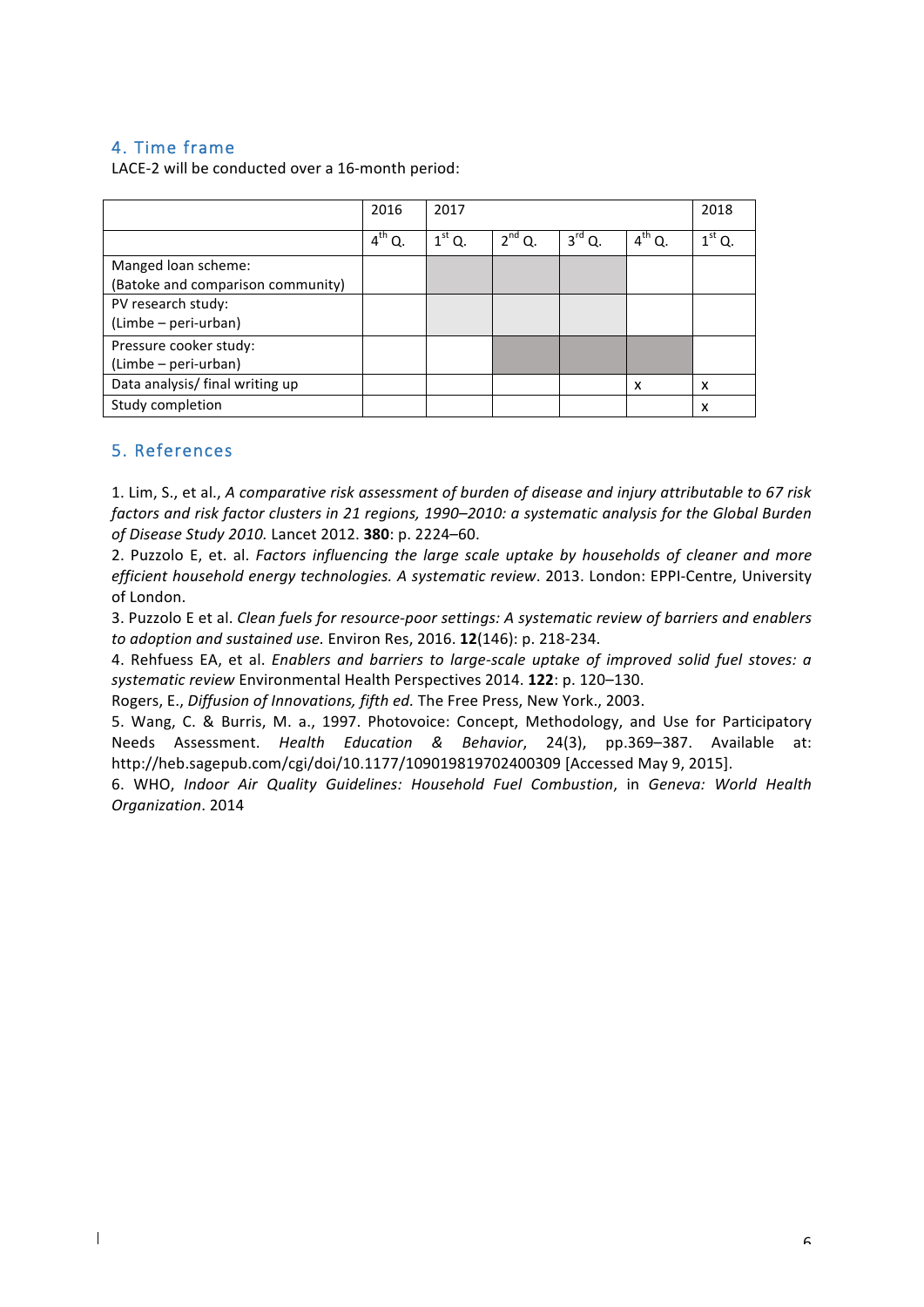## 4. Time frame

LACE-2 will be conducted over a 16-month period:

| | 2016 | 2017 | | | | 2018 |
|---|---|---|---|---|---|---|
| | 4th Q. | 1st Q. | 2nd Q. | 3rd Q. | 4th Q. | 1st Q. |
| Manged loan scheme: (Batoke and comparison community) | | | | | | |
| PV research study: (Limbe – peri-urban) | | | | | | |
| Pressure cooker study: (Limbe – peri-urban) | | | | | | |
| Data analysis/ final writing up | | | | | x | x |
| Study completion | | | | | | x |

## 5. References

1. Lim, S., et al., *A comparative risk assessment of burden of disease and injury attributable to 67 risk factors and risk factor clusters in 21 regions, 1990–2010: a systematic analysis for the Global Burden of Disease Study 2010.* Lancet 2012. **380**: p. 2224–60.
2. Puzzolo E, et. al. *Factors influencing the large scale uptake by households of cleaner and more efficient household energy technologies. A systematic review*. 2013. London: EPPI-Centre, University of London.
3. Puzzolo E et al. *Clean fuels for resource-poor settings: A systematic review of barriers and enablers to adoption and sustained use.* Environ Res, 2016. **12**(146): p. 218-234.
4. Rehfuess EA, et al. *Enablers and barriers to large-scale uptake of improved solid fuel stoves: a systematic review* Environmental Health Perspectives 2014. **122**: p. 120–130.
Rogers, E., *Diffusion of Innovations, fifth ed.* The Free Press, New York., 2003.
5. Wang, C. & Burris, M. a., 1997. Photovoice: Concept, Methodology, and Use for Participatory Needs Assessment. *Health Education & Behavior*, 24(3), pp.369–387. Available at: http://heb.sagepub.com/cgi/doi/10.1177/109019819702400309 [Accessed May 9, 2015].
6. WHO, *Indoor Air Quality Guidelines: Household Fuel Combustion*, in *Geneva: World Health Organization*. 2014